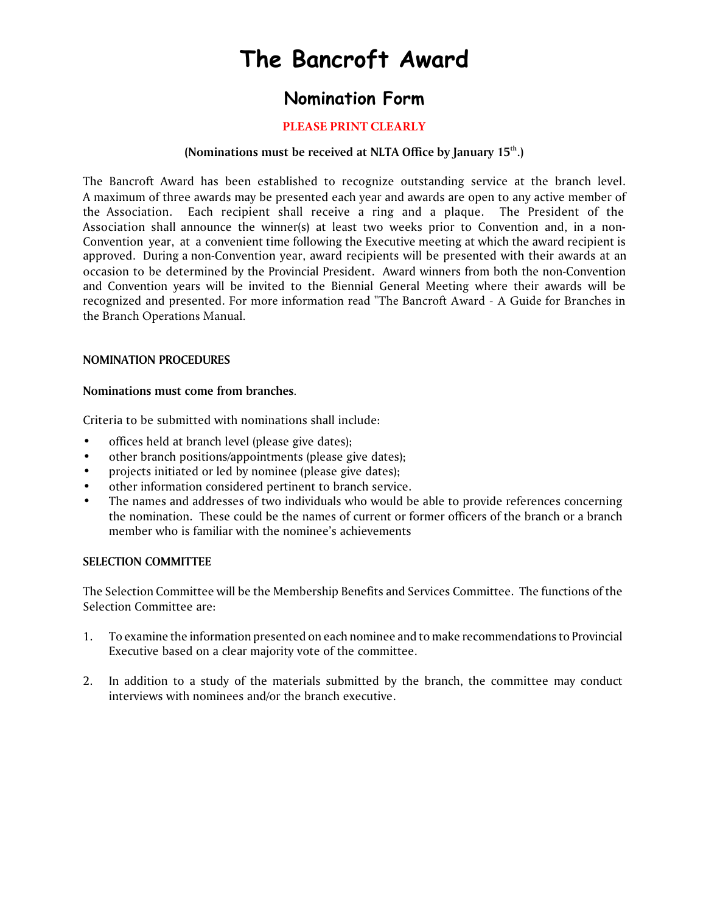# The Bancroft Award

## Nomination Form

**PLEASE PRINT CLEARLY**

**(Nominations must be received at NLTA Office by January 15th.)**

The Bancroft Award has been established to recognize outstanding service at the branch level. A maximum of three awards may be presented each year and awards are open to any active member of the Association. Each recipient shall receive a ring and a plaque. The President of the Association shall announce the winner(s) at least two weeks prior to Convention and, in a non-Convention year, at a convenient time following the Executive meeting at which the award recipient is approved. During a non-Convention year, award recipients will be presented with their awards at an occasion to be determined by the Provincial President. Award winners from both the non-Convention and Convention years will be invited to the Biennial General Meeting where their awards will be recognized and presented. For more information read "The Bancroft Award - A Guide for Branches in the Branch Operations Manual.

### NOMINATION PROCEDURES

**Nominations must come from branches**.

Criteria to be submitted with nominations shall include:

- offices held at branch level (please give dates);
- other branch positions/appointments (please give dates);
- projects initiated or led by nominee (please give dates);
- other information considered pertinent to branch service.
- The names and addresses of two individuals who would be able to provide references concerning the nomination. These could be the names of current or former officers of the branch or a branch member who is familiar with the nominee's achievements

### SELECTION COMMITTEE

The Selection Committee will be the Membership Benefits and Services Committee. The functions of the Selection Committee are:

1. To examine the information presented on each nominee and to make recommendations to Provincial Executive based on a clear majority vote of the committee.

2. In addition to a study of the materials submitted by the branch, the committee may conduct interviews with nominees and/or the branch executive.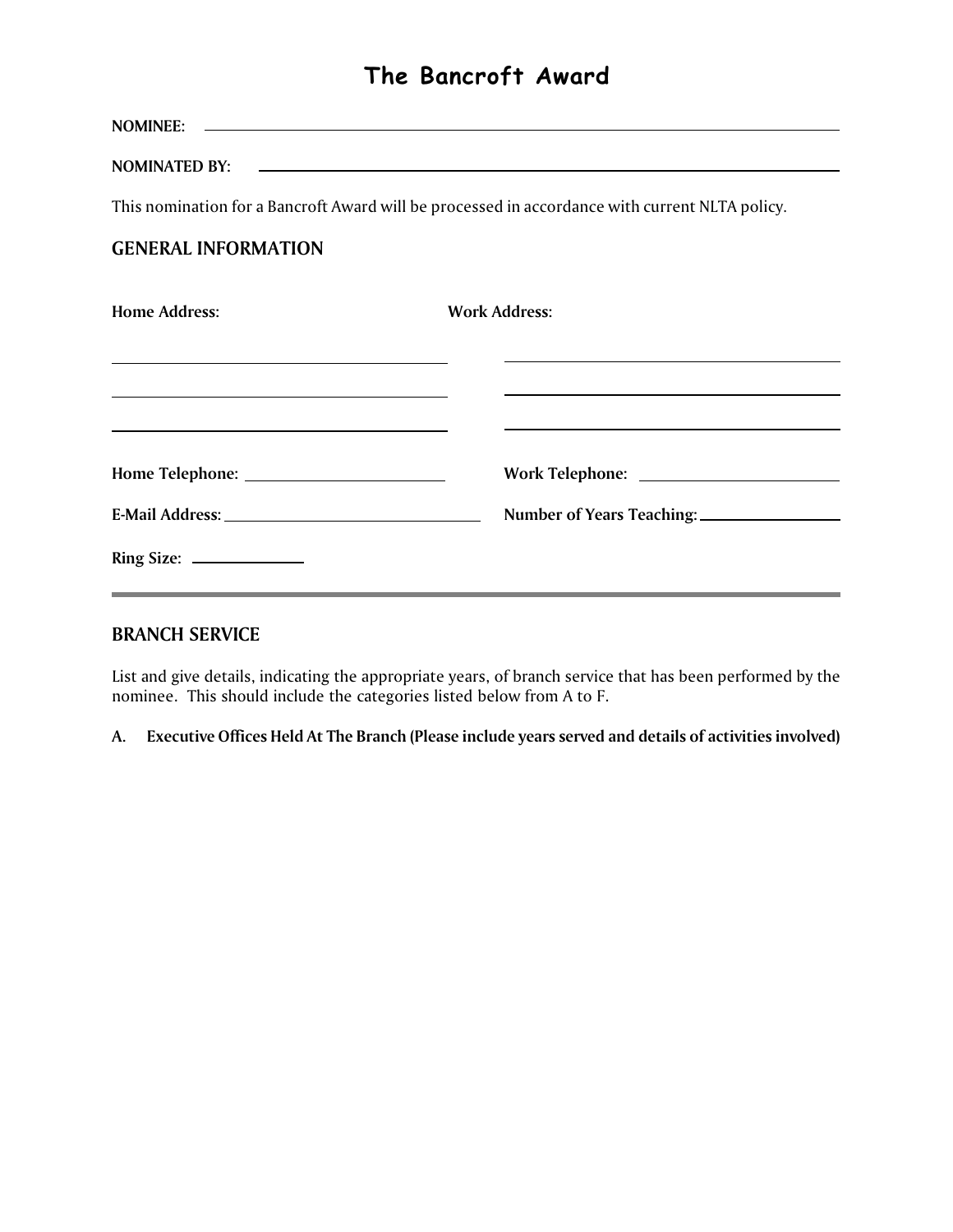# The Bancroft Award

**NOMINEE:** \_\_\_\_\_\_\_\_\_\_\_\_\_\_\_\_\_\_\_\_\_\_\_\_\_\_\_\_\_\_\_\_\_\_\_\_\_\_\_\_

**NOMINATED BY:** \_\_\_\_\_\_\_\_\_\_\_\_\_\_\_\_\_\_\_\_\_\_\_\_\_\_\_\_\_\_\_\_\_\_\_\_\_\_\_\_

This nomination for a Bancroft Award will be processed in accordance with current NLTA policy.

## GENERAL INFORMATION

**Home Address:**

\_\_\_\_\_\_\_\_\_\_\_\_\_\_\_\_\_\_\_\_\_\_\_\_\_\_\_\_\_\_

\_\_\_\_\_\_\_\_\_\_\_\_\_\_\_\_\_\_\_\_\_\_\_\_\_\_\_\_\_\_

\_\_\_\_\_\_\_\_\_\_\_\_\_\_\_\_\_\_\_\_\_\_\_\_\_\_\_\_\_\_

**Work Address:**

\_\_\_\_\_\_\_\_\_\_\_\_\_\_\_\_\_\_\_\_\_\_\_\_\_\_\_\_\_\_

\_\_\_\_\_\_\_\_\_\_\_\_\_\_\_\_\_\_\_\_\_\_\_\_\_\_\_\_\_\_

\_\_\_\_\_\_\_\_\_\_\_\_\_\_\_\_\_\_\_\_\_\_\_\_\_\_\_\_\_\_

**Home Telephone:** \_\_\_\_\_\_\_\_\_\_\_\_\_\_\_\_\_\_\_\_

**Work Telephone:** \_\_\_\_\_\_\_\_\_\_\_\_\_\_\_\_\_\_\_\_

**E-Mail Address:** \_\_\_\_\_\_\_\_\_\_\_\_\_\_\_\_\_\_\_\_

**Number of Years Teaching:** \_\_\_\_\_\_\_\_\_\_\_\_\_\_\_\_\_\_\_\_

**Ring Size:** \_\_\_\_\_\_\_\_\_\_

---

## BRANCH SERVICE

List and give details, indicating the appropriate years, of branch service that has been performed by the nominee. This should include the categories listed below from A to F.

**A. Executive Offices Held At The Branch (Please include years served and details of activities involved)**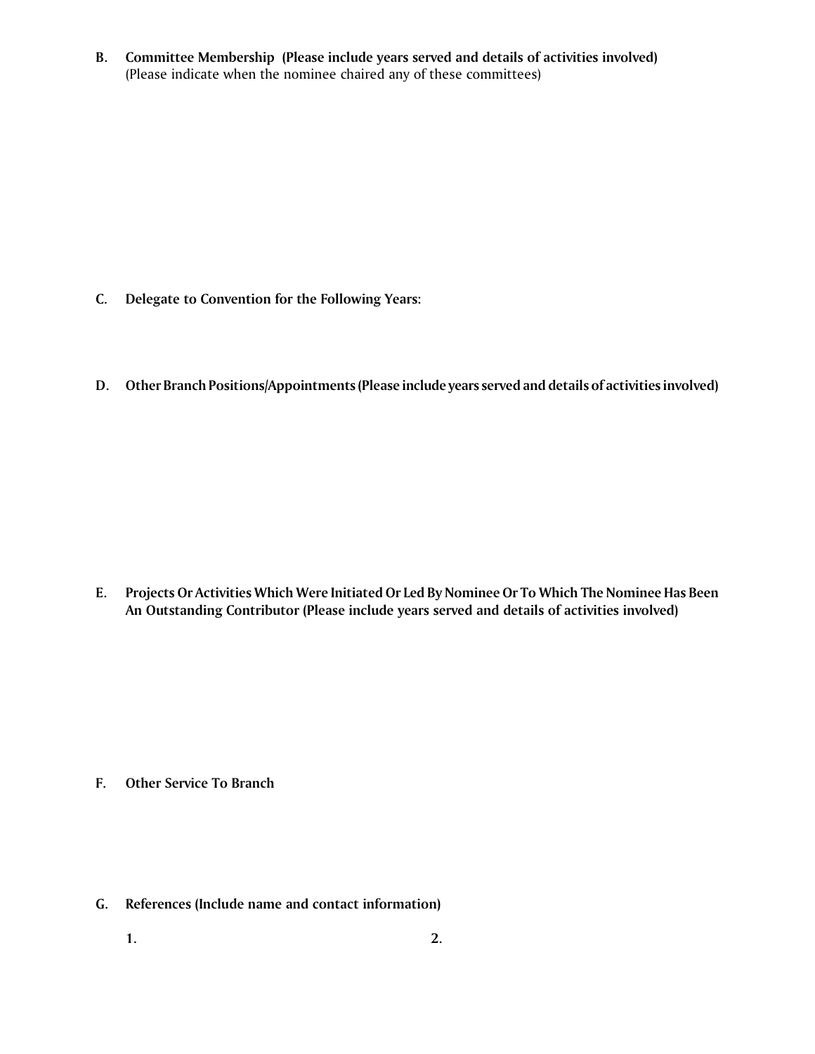**B. Committee Membership (Please include years served and details of activities involved)**
(Please indicate when the nominee chaired any of these committees)

**C. Delegate to Convention for the Following Years:**

**D. Other Branch Positions/Appointments (Please include years served and details of activities involved)**

**E. Projects Or Activities Which Were Initiated Or Led By Nominee Or To Which The Nominee Has Been An Outstanding Contributor (Please include years served and details of activities involved)**

**F. Other Service To Branch**

**G. References (Include name and contact information)**

1.

2.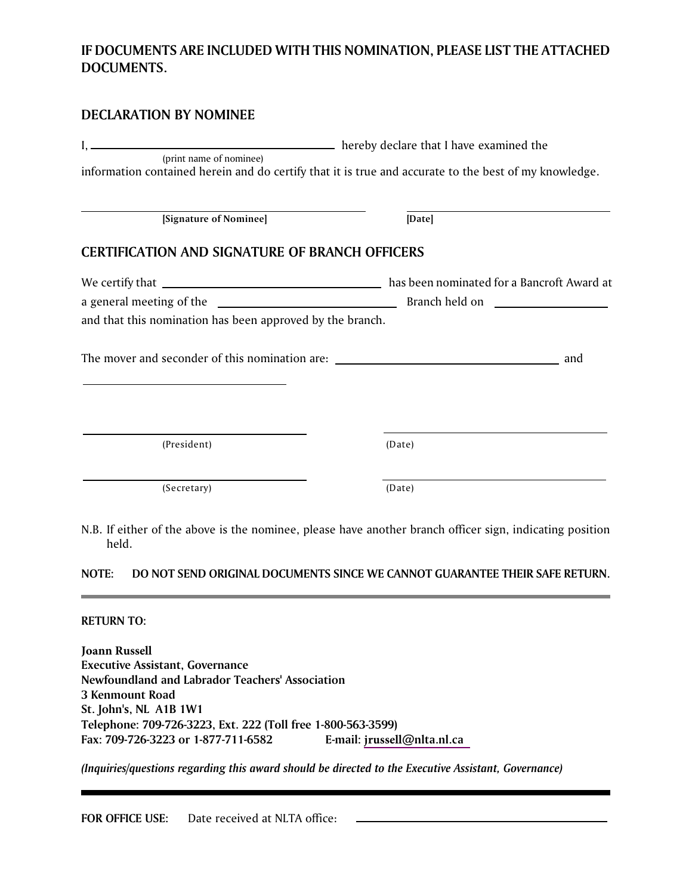## IF DOCUMENTS ARE INCLUDED WITH THIS NOMINATION, PLEASE LIST THE ATTACHED DOCUMENTS.

## DECLARATION BY NOMINEE

I, ________________________________ hereby declare that I have examined the
(print name of nominee)
information contained herein and do certify that it is true and accurate to the best of my knowledge.

________________________________ ________________________________
[Signature of Nominee] [Date]

## CERTIFICATION AND SIGNATURE OF BRANCH OFFICERS

We certify that ________________________________ has been nominated for a Bancroft Award at a general meeting of the ________________________ Branch held on ________________ and that this nomination has been approved by the branch.

The mover and seconder of this nomination are: ________________________________ and ________________________________

________________________________ ________________________________
(President) (Date)

________________________________ ________________________________
(Secretary) (Date)

N.B. If either of the above is the nominee, please have another branch officer sign, indicating position held.

**NOTE: DO NOT SEND ORIGINAL DOCUMENTS SINCE WE CANNOT GUARANTEE THEIR SAFE RETURN.**

---

**RETURN TO:**

**Joann Russell**
**Executive Assistant, Governance**
**Newfoundland and Labrador Teachers' Association**
**3 Kenmount Road**
**St. John's, NL A1B 1W1**
**Telephone: 709-726-3223, Ext. 222 (Toll free 1-800-563-3599)**
**Fax: 709-726-3223 or 1-877-711-6582 E-mail: jrussell@nlta.nl.ca**

***(Inquiries/questions regarding this award should be directed to the Executive Assistant, Governance)***

---

**FOR OFFICE USE:** Date received at NLTA office: ________________________________